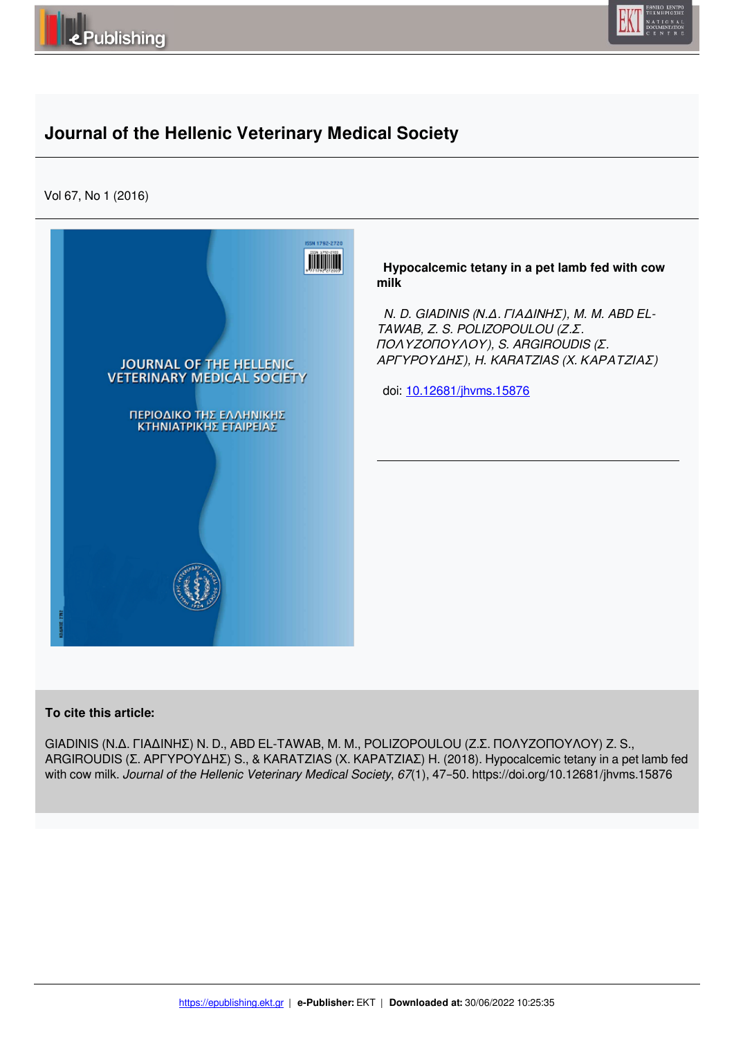# Journal of the Hellenic Veterinary Medical Society

Vol 67, No 1 (2016)

## Hypocalcemic tetany in a pet lamb fed with cow milk

*N. D. GIADINIS (Ν.Δ. ΓΙΑΔΙΝΗΣ), M. M. ABD EL-TAWAB, Z. S. POLIZOPOULOU (Ζ.Σ. ΠΟΛΥΖΟΠΟΥΛΟΥ), S. ARGIROUDIS (Σ. ΑΡΓΥΡΟΥΔΗΣ), H. KARATZIAS (Χ. ΚΑΡΑΤΖΙΑΣ)*

doi: [10.12681/jhvms.15876](https://doi.org/10.12681/jhvms.15876)

**To cite this article:**

GIADINIS (Ν.Δ. ΓΙΑΔΙΝΗΣ) N. D., ABD EL-TAWAB, M. M., POLIZOPOULOU (Ζ.Σ. ΠΟΛΥΖΟΠΟΥΛΟΥ) Z. S., ARGIROUDIS (Σ. ΑΡΓΥΡΟΥΔΗΣ) S., & KARATZIAS (Χ. ΚΑΡΑΤΖΙΑΣ) H. (2018). Hypocalcemic tetany in a pet lamb fed with cow milk. *Journal of the Hellenic Veterinary Medical Society*, *67*(1), 47–50. https://doi.org/10.12681/jhvms.15876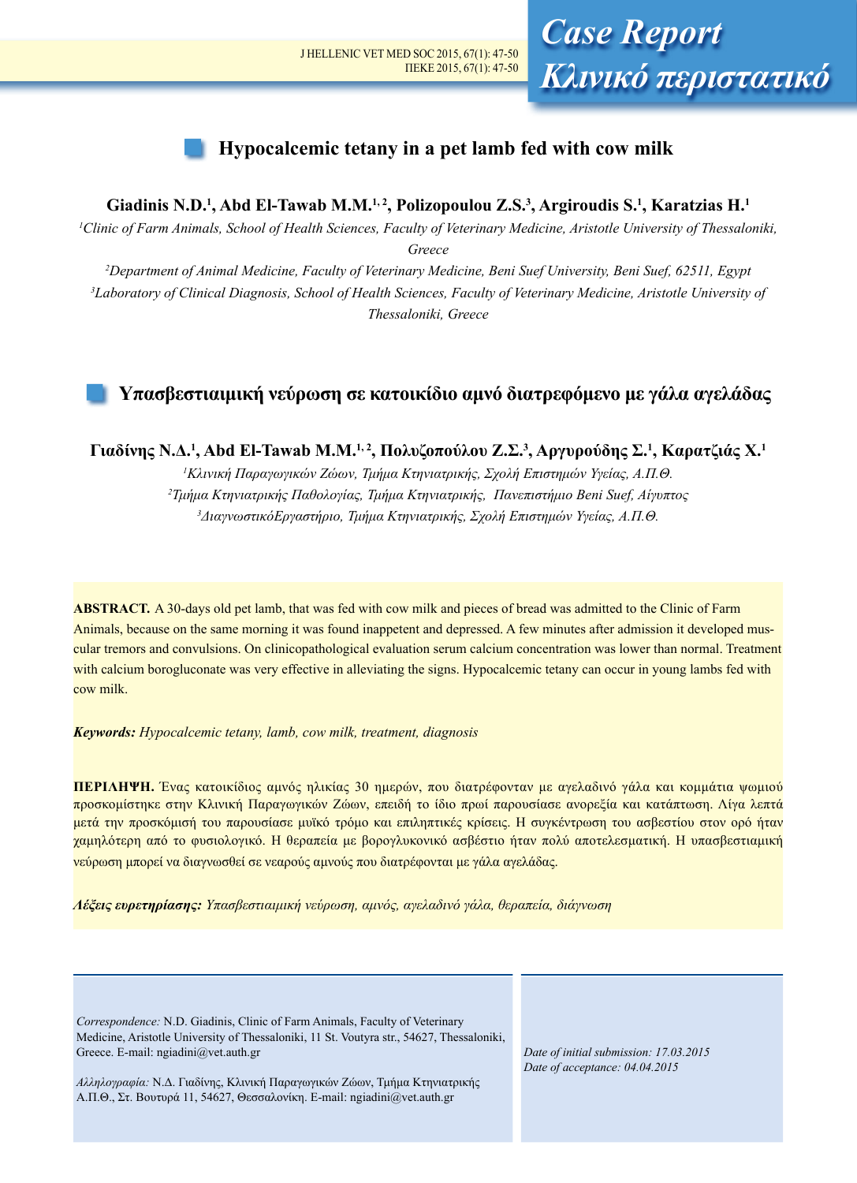Case Report
Κλινικό περιστατικό

# Hypocalcemic tetany in a pet lamb fed with cow milk

**Giadinis N.D.[1], Abd El-Tawab M.M.[1,2], Polizopoulou Z.S.[3], Argiroudis S.[1], Karatzias H.[1]**

[1]*Clinic of Farm Animals, School of Health Sciences, Faculty of Veterinary Medicine, Aristotle University of Thessaloniki, Greece*

[2]*Department of Animal Medicine, Faculty of Veterinary Medicine, Beni Suef University, Beni Suef, 62511, Egypt*

[3]*Laboratory of Clinical Diagnosis, School of Health Sciences, Faculty of Veterinary Medicine, Aristotle University of Thessaloniki, Greece*

# Υπασβεστιαιμική νεύρωση σε κατοικίδιο αμνό διατρεφόμενο με γάλα αγελάδας

**Γιαδίνης Ν.Δ.[1], Abd El-Tawab M.M.[1,2], Πολυζοπούλου Ζ.Σ.[3], Αργυρούδης Σ.[1], Καρατζιάς Χ.[1]**

[1]*Κλινική Παραγωγικών Ζώων, Τμήμα Κτηνιατρικής, Σχολή Επιστημών Υγείας, Α.Π.Θ.*

[2]*Τμήμα Κτηνιατρικής Παθολογίας, Τμήμα Κτηνιατρικής, Πανεπιστήμιο Beni Suef, Αίγυπτος*

[3]*ΔιαγνωστικόΕργαστήριο, Τμήμα Κτηνιατρικής, Σχολή Επιστημών Υγείας, Α.Π.Θ.*

**ABSTRACT.** A 30-days old pet lamb, that was fed with cow milk and pieces of bread was admitted to the Clinic of Farm Animals, because on the same morning it was found inappetent and depressed. A few minutes after admission it developed muscular tremors and convulsions. On clinicopathological evaluation serum calcium concentration was lower than normal. Treatment with calcium borogluconate was very effective in alleviating the signs. Hypocalcemic tetany can occur in young lambs fed with cow milk.

***Keywords:*** *Hypocalcemic tetany, lamb, cow milk, treatment, diagnosis*

**ΠΕΡΙΛΗΨΗ.** Ένας κατοικίδιος αμνός ηλικίας 30 ημερών, που διατρέφονταν με αγελαδινό γάλα και κομμάτια ψωμιού προσκομίστηκε στην Κλινική Παραγωγικών Ζώων, επειδή το ίδιο πρωί παρουσίασε ανορεξία και κατάπτωση. Λίγα λεπτά μετά την προσκόμισή του παρουσίασε μυϊκό τρόμο και επιληπτικές κρίσεις. Η συγκέντρωση του ασβεστίου στον ορό ήταν χαμηλότερη από το φυσιολογικό. Η θεραπεία με βορογλυκονικό ασβέστιο ήταν πολύ αποτελεσματική. Η υπασβεστιαιμική νεύρωση μπορεί να διαγνωσθεί σε νεαρούς αμνούς που διατρέφονται με γάλα αγελάδας.

***Λέξεις ευρετηρίασης:*** *Υπασβεστιαιμική νεύρωση, αμνός, αγελαδινό γάλα, θεραπεία, διάγνωση*

*Correspondence:* N.D. Giadinis, Clinic of Farm Animals, Faculty of Veterinary Medicine, Aristotle University of Thessaloniki, 11 St. Voutyra str., 54627, Thessaloniki, Greece. E-mail: ngiadini@vet.auth.gr

*Αλληλογραφία:* Ν.Δ. Γιαδίνης, Κλινική Παραγωγικών Ζώων, Τμήμα Κτηνιατρικής Α.Π.Θ., Στ. Βουτυρά 11, 54627, Θεσσαλονίκη. E-mail: ngiadini@vet.auth.gr

*Date of initial submission: 17.03.2015*
*Date of acceptance: 04.04.2015*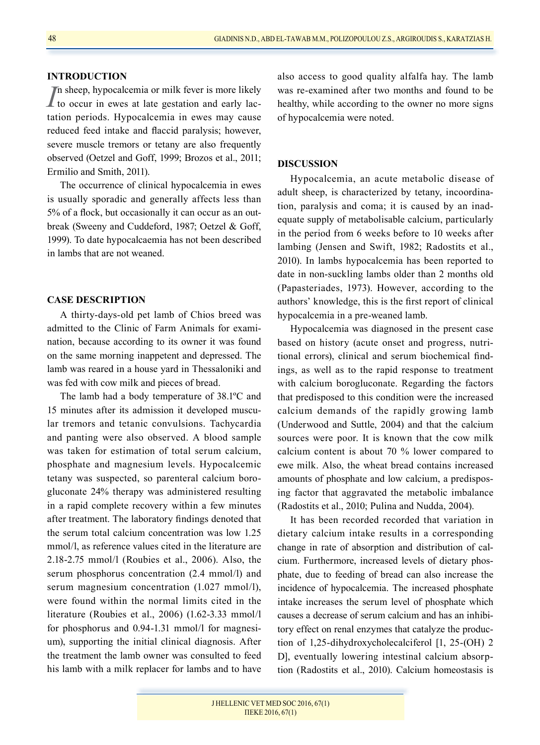## INTRODUCTION

In sheep, hypocalcemia or milk fever is more likely to occur in ewes at late gestation and early lactation periods. Hypocalcemia in ewes may cause reduced feed intake and flaccid paralysis; however, severe muscle tremors or tetany are also frequently observed (Oetzel and Goff, 1999; Brozos et al., 2011; Ermilio and Smith, 2011).

The occurrence of clinical hypocalcemia in ewes is usually sporadic and generally affects less than 5% of a flock, but occasionally it can occur as an outbreak (Sweeny and Cuddeford, 1987; Oetzel & Goff, 1999). To date hypocalcaemia has not been described in lambs that are not weaned.

## CASE DESCRIPTION

A thirty-days-old pet lamb of Chios breed was admitted to the Clinic of Farm Animals for examination, because according to its owner it was found on the same morning inappetent and depressed. The lamb was reared in a house yard in Thessaloniki and was fed with cow milk and pieces of bread.

The lamb had a body temperature of 38.1ºC and 15 minutes after its admission it developed muscular tremors and tetanic convulsions. Tachycardia and panting were also observed. A blood sample was taken for estimation of total serum calcium, phosphate and magnesium levels. Hypocalcemic tetany was suspected, so parenteral calcium borogluconate 24% therapy was administered resulting in a rapid complete recovery within a few minutes after treatment. The laboratory findings denoted that the serum total calcium concentration was low 1.25 mmol/l, as reference values cited in the literature are 2.18-2.75 mmol/l (Roubies et al., 2006). Also, the serum phosphorus concentration (2.4 mmol/l) and serum magnesium concentration (1.027 mmol/l), were found within the normal limits cited in the literature (Roubies et al., 2006) (1.62-3.33 mmol/l for phosphorus and 0.94-1.31 mmol/l for magnesium), supporting the initial clinical diagnosis. After the treatment the lamb owner was consulted to feed his lamb with a milk replacer for lambs and to have also access to good quality alfalfa hay. The lamb was re-examined after two months and found to be healthy, while according to the owner no more signs of hypocalcemia were noted.

## DISCUSSION

Hypocalcemia, an acute metabolic disease of adult sheep, is characterized by tetany, incoordination, paralysis and coma; it is caused by an inadequate supply of metabolisable calcium, particularly in the period from 6 weeks before to 10 weeks after lambing (Jensen and Swift, 1982; Radostits et al., 2010). In lambs hypocalcemia has been reported to date in non-suckling lambs older than 2 months old (Papasteriades, 1973). However, according to the authors' knowledge, this is the first report of clinical hypocalcemia in a pre-weaned lamb.

Hypocalcemia was diagnosed in the present case based on history (acute onset and progress, nutritional errors), clinical and serum biochemical findings, as well as to the rapid response to treatment with calcium borogluconate. Regarding the factors that predisposed to this condition were the increased calcium demands of the rapidly growing lamb (Underwood and Suttle, 2004) and that the calcium sources were poor. It is known that the cow milk calcium content is about 70 % lower compared to ewe milk. Also, the wheat bread contains increased amounts of phosphate and low calcium, a predisposing factor that aggravated the metabolic imbalance (Radostits et al., 2010; Pulina and Nudda, 2004).

It has been recorded recorded that variation in dietary calcium intake results in a corresponding change in rate of absorption and distribution of calcium. Furthermore, increased levels of dietary phosphate, due to feeding of bread can also increase the incidence of hypocalcemia. The increased phosphate intake increases the serum level of phosphate which causes a decrease of serum calcium and has an inhibitory effect on renal enzymes that catalyze the production of 1,25-dihydroxycholecalciferol [1, 25-(OH) 2 D], eventually lowering intestinal calcium absorption (Radostits et al., 2010). Calcium homeostasis is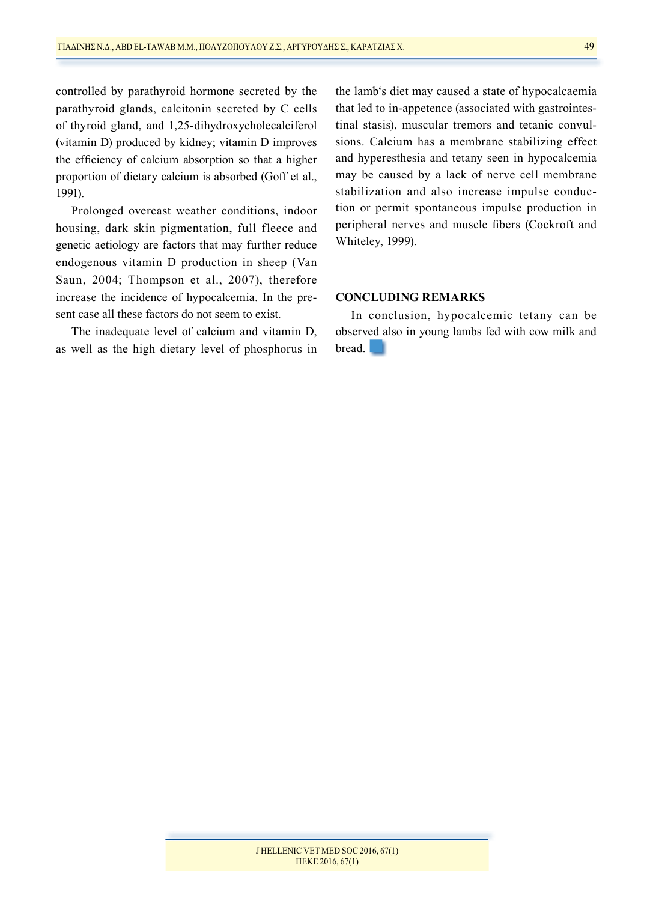controlled by parathyroid hormone secreted by the parathyroid glands, calcitonin secreted by C cells of thyroid gland, and 1,25-dihydroxycholecalciferol (vitamin D) produced by kidney; vitamin D improves the efficiency of calcium absorption so that a higher proportion of dietary calcium is absorbed (Goff et al., 1991).

Prolonged overcast weather conditions, indoor housing, dark skin pigmentation, full fleece and genetic aetiology are factors that may further reduce endogenous vitamin D production in sheep (Van Saun, 2004; Thompson et al., 2007), therefore increase the incidence of hypocalcemia. In the present case all these factors do not seem to exist.

The inadequate level of calcium and vitamin D, as well as the high dietary level of phosphorus in the lamb's diet may caused a state of hypocalcaemia that led to in-appetence (associated with gastrointestinal stasis), muscular tremors and tetanic convulsions. Calcium has a membrane stabilizing effect and hyperesthesia and tetany seen in hypocalcemia may be caused by a lack of nerve cell membrane stabilization and also increase impulse conduction or permit spontaneous impulse production in peripheral nerves and muscle fibers (Cockroft and Whiteley, 1999).

## CONCLUDING REMARKS

In conclusion, hypocalcemic tetany can be observed also in young lambs fed with cow milk and bread.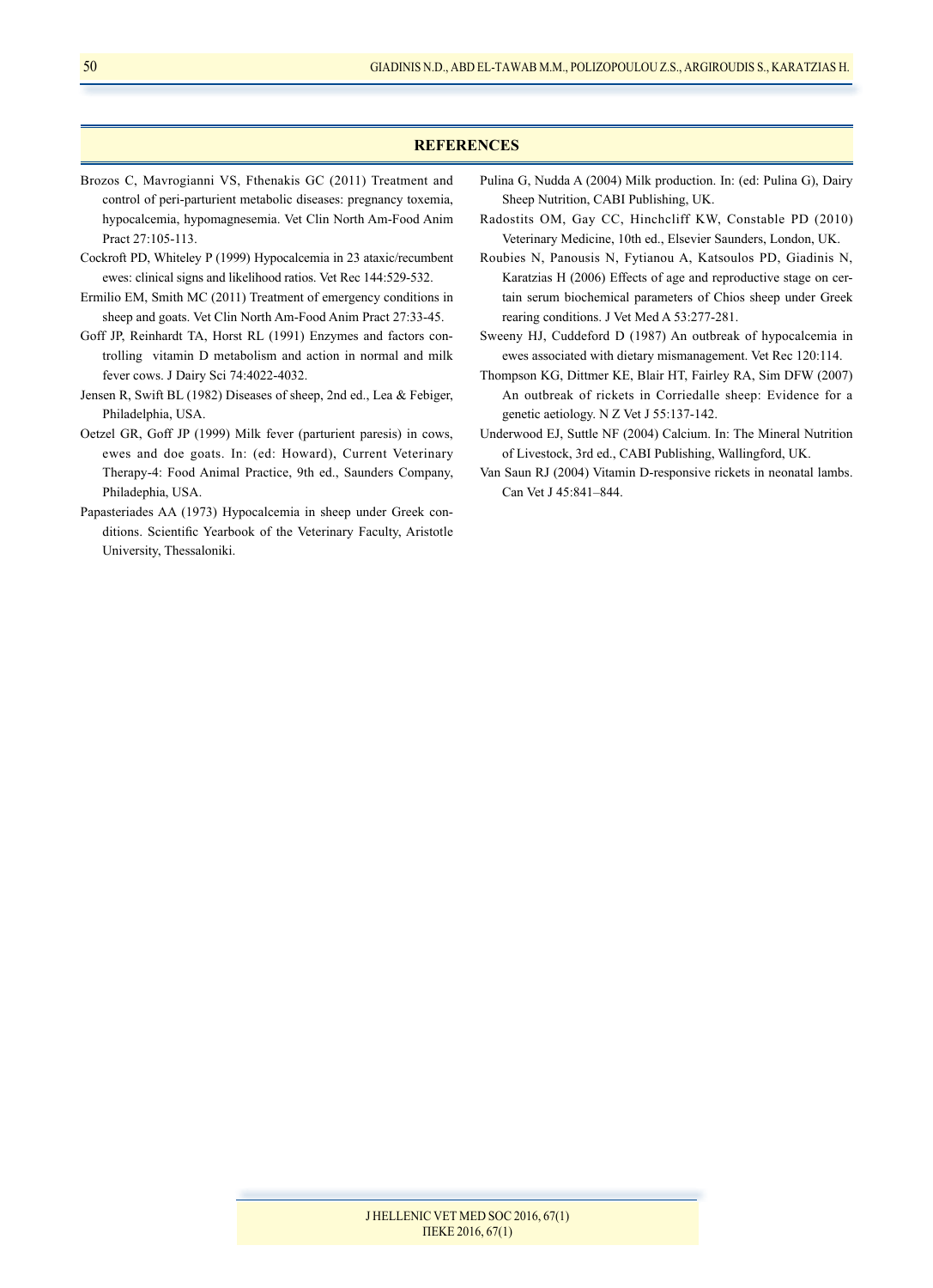## REFERENCES

Brozos C, Mavrogianni VS, Fthenakis GC (2011) Treatment and control of peri-parturient metabolic diseases: pregnancy toxemia, hypocalcemia, hypomagnesemia. Vet Clin North Am-Food Anim Pract 27:105-113.

Cockroft PD, Whiteley P (1999) Hypocalcemia in 23 ataxic/recumbent ewes: clinical signs and likelihood ratios. Vet Rec 144:529-532.

Ermilio EM, Smith MC (2011) Treatment of emergency conditions in sheep and goats. Vet Clin North Am-Food Anim Pract 27:33-45.

Goff JP, Reinhardt TA, Horst RL (1991) Enzymes and factors controlling vitamin D metabolism and action in normal and milk fever cows. J Dairy Sci 74:4022-4032.

Jensen R, Swift BL (1982) Diseases of sheep, 2nd ed., Lea & Febiger, Philadelphia, USA.

Oetzel GR, Goff JP (1999) Milk fever (parturient paresis) in cows, ewes and doe goats. In: (ed: Howard), Current Veterinary Therapy-4: Food Animal Practice, 9th ed., Saunders Company, Philadephia, USA.

Papasteriades AA (1973) Hypocalcemia in sheep under Greek conditions. Scientific Yearbook of the Veterinary Faculty, Aristotle University, Thessaloniki.

Pulina G, Nudda A (2004) Milk production. In: (ed: Pulina G), Dairy Sheep Nutrition, CABI Publishing, UK.

Radostits OM, Gay CC, Hinchcliff KW, Constable PD (2010) Veterinary Medicine, 10th ed., Elsevier Saunders, London, UK.

Roubies N, Panousis N, Fytianou A, Katsoulos PD, Giadinis N, Karatzias H (2006) Effects of age and reproductive stage on certain serum biochemical parameters of Chios sheep under Greek rearing conditions. J Vet Med A 53:277-281.

Sweeny HJ, Cuddeford D (1987) An outbreak of hypocalcemia in ewes associated with dietary mismanagement. Vet Rec 120:114.

Thompson KG, Dittmer KE, Blair HT, Fairley RA, Sim DFW (2007) An outbreak of rickets in Corriedalle sheep: Evidence for a genetic aetiology. N Z Vet J 55:137-142.

Underwood EJ, Suttle NF (2004) Calcium. In: The Mineral Nutrition of Livestock, 3rd ed., CABI Publishing, Wallingford, UK.

Van Saun RJ (2004) Vitamin D-responsive rickets in neonatal lambs. Can Vet J 45:841–844.